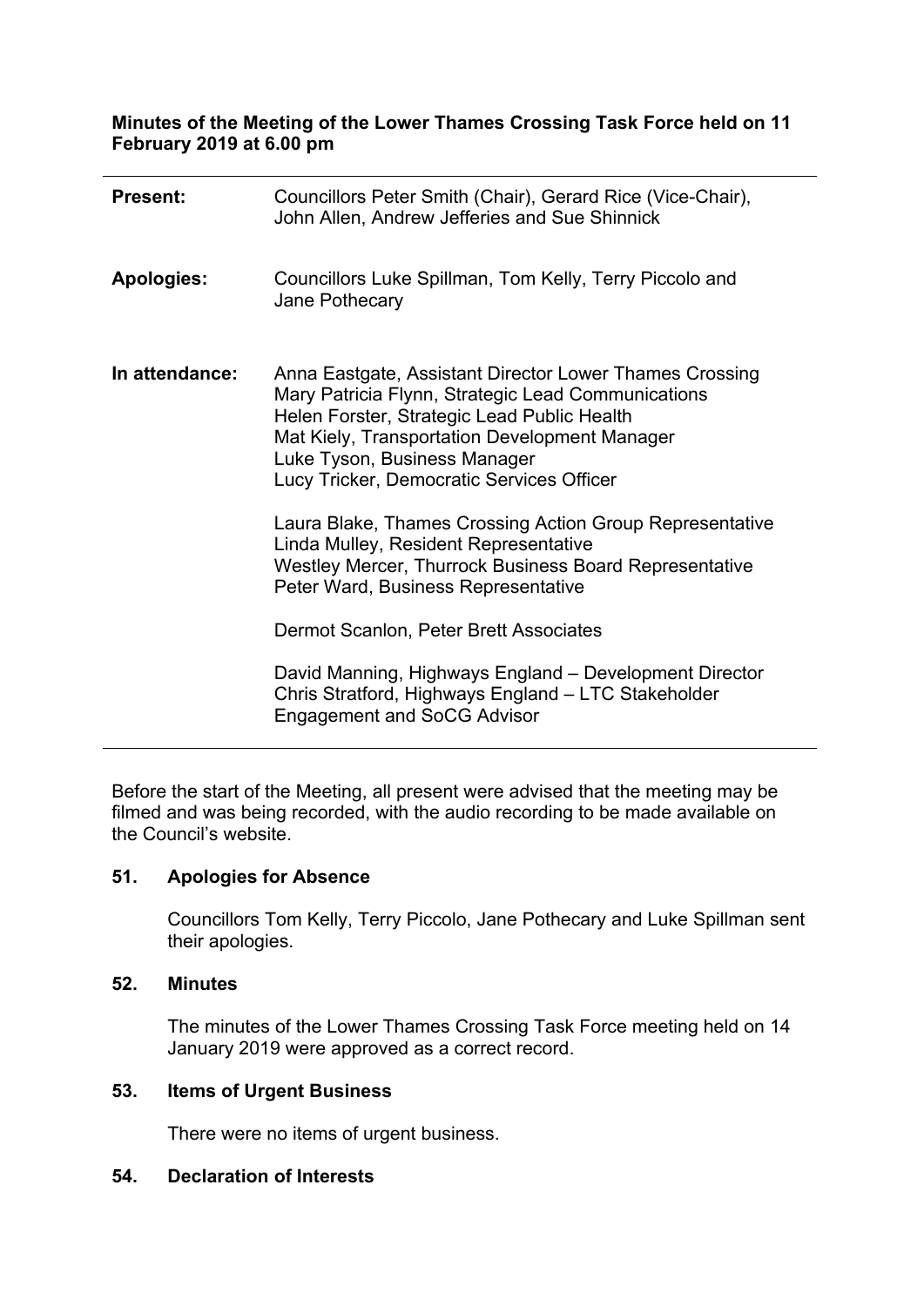**Minutes of the Meeting of the Lower Thames Crossing Task Force held on 11 February 2019 at 6.00 pm**

| | |
|---|---|
| **Present:** | Councillors Peter Smith (Chair), Gerard Rice (Vice-Chair), John Allen, Andrew Jefferies and Sue Shinnick |
| **Apologies:** | Councillors Luke Spillman, Tom Kelly, Terry Piccolo and Jane Pothecary |
| **In attendance:** | Anna Eastgate, Assistant Director Lower Thames Crossing<br>Mary Patricia Flynn, Strategic Lead Communications<br>Helen Forster, Strategic Lead Public Health<br>Mat Kiely, Transportation Development Manager<br>Luke Tyson, Business Manager<br>Lucy Tricker, Democratic Services Officer<br><br>Laura Blake, Thames Crossing Action Group Representative<br>Linda Mulley, Resident Representative<br>Westley Mercer, Thurrock Business Board Representative<br>Peter Ward, Business Representative<br><br>Dermot Scanlon, Peter Brett Associates<br><br>David Manning, Highways England – Development Director<br>Chris Stratford, Highways England – LTC Stakeholder Engagement and SoCG Advisor |

Before the start of the Meeting, all present were advised that the meeting may be filmed and was being recorded, with the audio recording to be made available on the Council's website.

## 51. Apologies for Absence

Councillors Tom Kelly, Terry Piccolo, Jane Pothecary and Luke Spillman sent their apologies.

## 52. Minutes

The minutes of the Lower Thames Crossing Task Force meeting held on 14 January 2019 were approved as a correct record.

## 53. Items of Urgent Business

There were no items of urgent business.

## 54. Declaration of Interests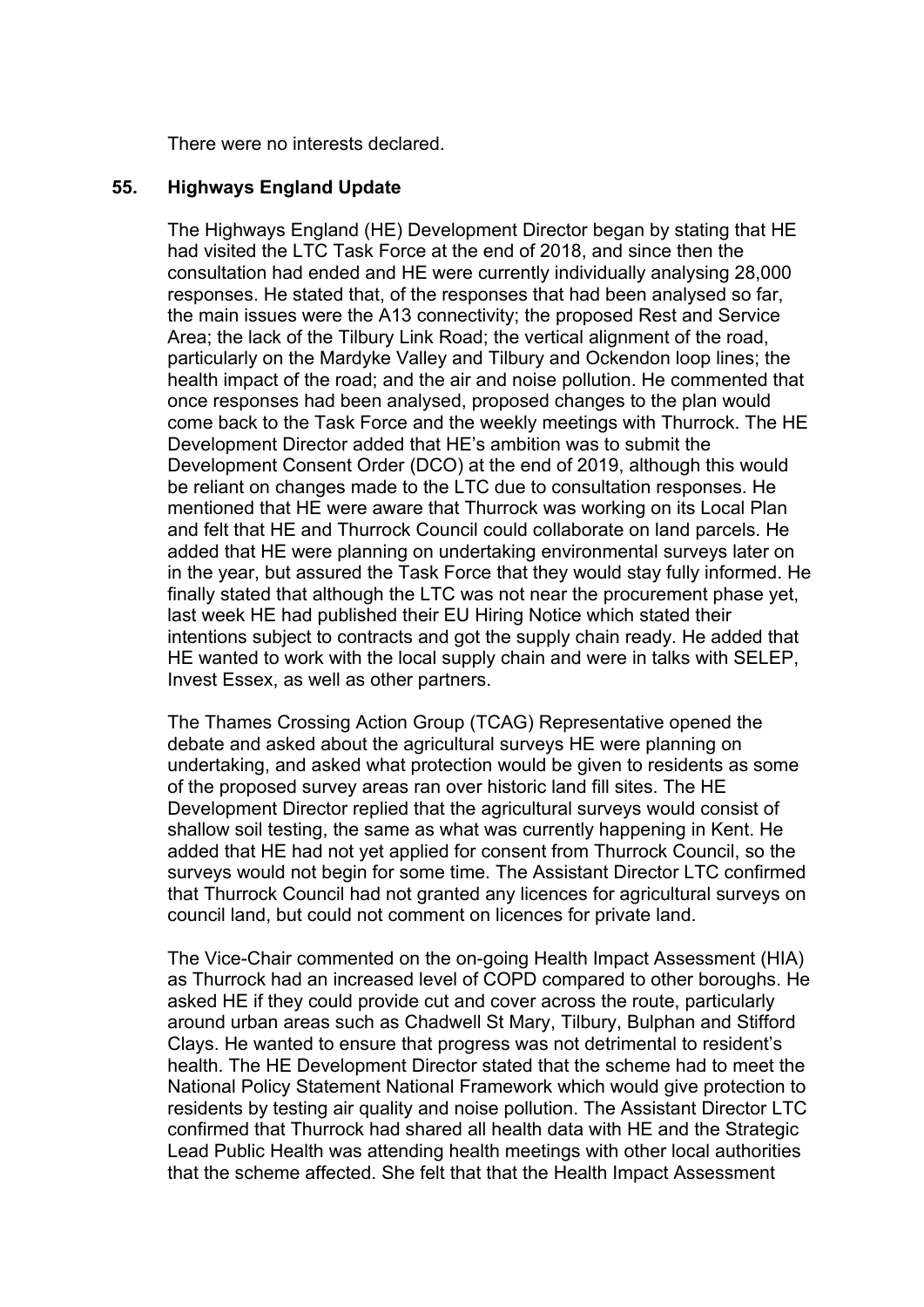There were no interests declared.

## 55. Highways England Update

The Highways England (HE) Development Director began by stating that HE had visited the LTC Task Force at the end of 2018, and since then the consultation had ended and HE were currently individually analysing 28,000 responses. He stated that, of the responses that had been analysed so far, the main issues were the A13 connectivity; the proposed Rest and Service Area; the lack of the Tilbury Link Road; the vertical alignment of the road, particularly on the Mardyke Valley and Tilbury and Ockendon loop lines; the health impact of the road; and the air and noise pollution. He commented that once responses had been analysed, proposed changes to the plan would come back to the Task Force and the weekly meetings with Thurrock. The HE Development Director added that HE's ambition was to submit the Development Consent Order (DCO) at the end of 2019, although this would be reliant on changes made to the LTC due to consultation responses. He mentioned that HE were aware that Thurrock was working on its Local Plan and felt that HE and Thurrock Council could collaborate on land parcels. He added that HE were planning on undertaking environmental surveys later on in the year, but assured the Task Force that they would stay fully informed. He finally stated that although the LTC was not near the procurement phase yet, last week HE had published their EU Hiring Notice which stated their intentions subject to contracts and got the supply chain ready. He added that HE wanted to work with the local supply chain and were in talks with SELEP, Invest Essex, as well as other partners.

The Thames Crossing Action Group (TCAG) Representative opened the debate and asked about the agricultural surveys HE were planning on undertaking, and asked what protection would be given to residents as some of the proposed survey areas ran over historic land fill sites. The HE Development Director replied that the agricultural surveys would consist of shallow soil testing, the same as what was currently happening in Kent. He added that HE had not yet applied for consent from Thurrock Council, so the surveys would not begin for some time. The Assistant Director LTC confirmed that Thurrock Council had not granted any licences for agricultural surveys on council land, but could not comment on licences for private land.

The Vice-Chair commented on the on-going Health Impact Assessment (HIA) as Thurrock had an increased level of COPD compared to other boroughs. He asked HE if they could provide cut and cover across the route, particularly around urban areas such as Chadwell St Mary, Tilbury, Bulphan and Stifford Clays. He wanted to ensure that progress was not detrimental to resident's health. The HE Development Director stated that the scheme had to meet the National Policy Statement National Framework which would give protection to residents by testing air quality and noise pollution. The Assistant Director LTC confirmed that Thurrock had shared all health data with HE and the Strategic Lead Public Health was attending health meetings with other local authorities that the scheme affected. She felt that that the Health Impact Assessment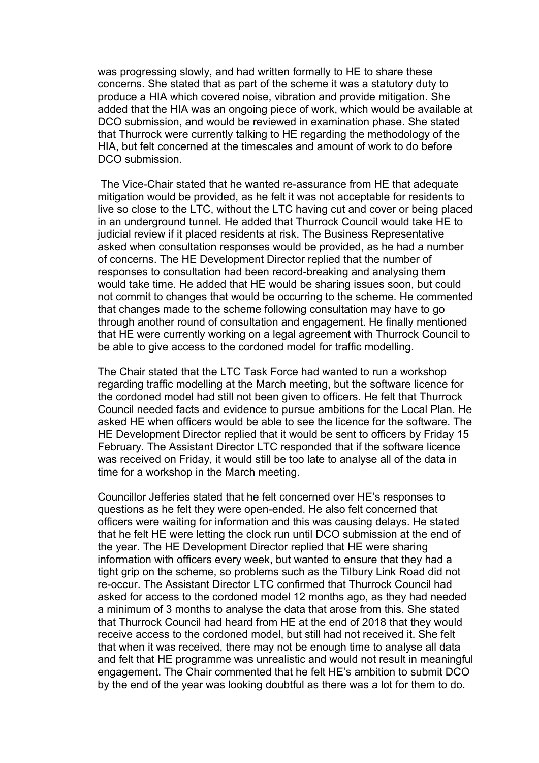was progressing slowly, and had written formally to HE to share these concerns. She stated that as part of the scheme it was a statutory duty to produce a HIA which covered noise, vibration and provide mitigation. She added that the HIA was an ongoing piece of work, which would be available at DCO submission, and would be reviewed in examination phase. She stated that Thurrock were currently talking to HE regarding the methodology of the HIA, but felt concerned at the timescales and amount of work to do before DCO submission.

The Vice-Chair stated that he wanted re-assurance from HE that adequate mitigation would be provided, as he felt it was not acceptable for residents to live so close to the LTC, without the LTC having cut and cover or being placed in an underground tunnel. He added that Thurrock Council would take HE to judicial review if it placed residents at risk. The Business Representative asked when consultation responses would be provided, as he had a number of concerns. The HE Development Director replied that the number of responses to consultation had been record-breaking and analysing them would take time. He added that HE would be sharing issues soon, but could not commit to changes that would be occurring to the scheme. He commented that changes made to the scheme following consultation may have to go through another round of consultation and engagement. He finally mentioned that HE were currently working on a legal agreement with Thurrock Council to be able to give access to the cordoned model for traffic modelling.

The Chair stated that the LTC Task Force had wanted to run a workshop regarding traffic modelling at the March meeting, but the software licence for the cordoned model had still not been given to officers. He felt that Thurrock Council needed facts and evidence to pursue ambitions for the Local Plan. He asked HE when officers would be able to see the licence for the software. The HE Development Director replied that it would be sent to officers by Friday 15 February. The Assistant Director LTC responded that if the software licence was received on Friday, it would still be too late to analyse all of the data in time for a workshop in the March meeting.

Councillor Jefferies stated that he felt concerned over HE's responses to questions as he felt they were open-ended. He also felt concerned that officers were waiting for information and this was causing delays. He stated that he felt HE were letting the clock run until DCO submission at the end of the year. The HE Development Director replied that HE were sharing information with officers every week, but wanted to ensure that they had a tight grip on the scheme, so problems such as the Tilbury Link Road did not re-occur. The Assistant Director LTC confirmed that Thurrock Council had asked for access to the cordoned model 12 months ago, as they had needed a minimum of 3 months to analyse the data that arose from this. She stated that Thurrock Council had heard from HE at the end of 2018 that they would receive access to the cordoned model, but still had not received it. She felt that when it was received, there may not be enough time to analyse all data and felt that HE programme was unrealistic and would not result in meaningful engagement. The Chair commented that he felt HE's ambition to submit DCO by the end of the year was looking doubtful as there was a lot for them to do.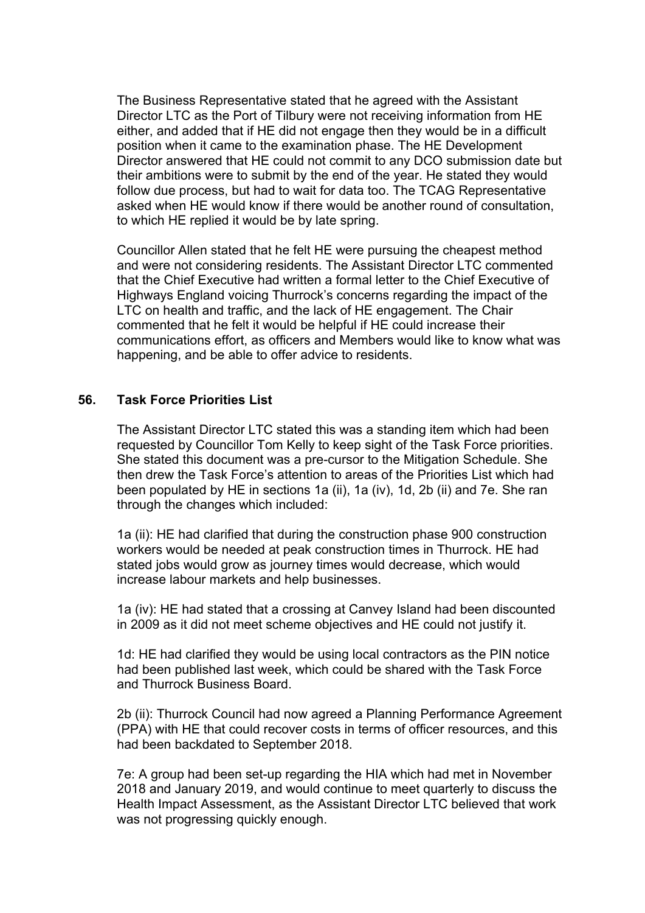The Business Representative stated that he agreed with the Assistant Director LTC as the Port of Tilbury were not receiving information from HE either, and added that if HE did not engage then they would be in a difficult position when it came to the examination phase. The HE Development Director answered that HE could not commit to any DCO submission date but their ambitions were to submit by the end of the year. He stated they would follow due process, but had to wait for data too. The TCAG Representative asked when HE would know if there would be another round of consultation, to which HE replied it would be by late spring.

Councillor Allen stated that he felt HE were pursuing the cheapest method and were not considering residents. The Assistant Director LTC commented that the Chief Executive had written a formal letter to the Chief Executive of Highways England voicing Thurrock's concerns regarding the impact of the LTC on health and traffic, and the lack of HE engagement. The Chair commented that he felt it would be helpful if HE could increase their communications effort, as officers and Members would like to know what was happening, and be able to offer advice to residents.

## 56. Task Force Priorities List

The Assistant Director LTC stated this was a standing item which had been requested by Councillor Tom Kelly to keep sight of the Task Force priorities. She stated this document was a pre-cursor to the Mitigation Schedule. She then drew the Task Force's attention to areas of the Priorities List which had been populated by HE in sections 1a (ii), 1a (iv), 1d, 2b (ii) and 7e. She ran through the changes which included:

1a (ii): HE had clarified that during the construction phase 900 construction workers would be needed at peak construction times in Thurrock. HE had stated jobs would grow as journey times would decrease, which would increase labour markets and help businesses.

1a (iv): HE had stated that a crossing at Canvey Island had been discounted in 2009 as it did not meet scheme objectives and HE could not justify it.

1d: HE had clarified they would be using local contractors as the PIN notice had been published last week, which could be shared with the Task Force and Thurrock Business Board.

2b (ii): Thurrock Council had now agreed a Planning Performance Agreement (PPA) with HE that could recover costs in terms of officer resources, and this had been backdated to September 2018.

7e: A group had been set-up regarding the HIA which had met in November 2018 and January 2019, and would continue to meet quarterly to discuss the Health Impact Assessment, as the Assistant Director LTC believed that work was not progressing quickly enough.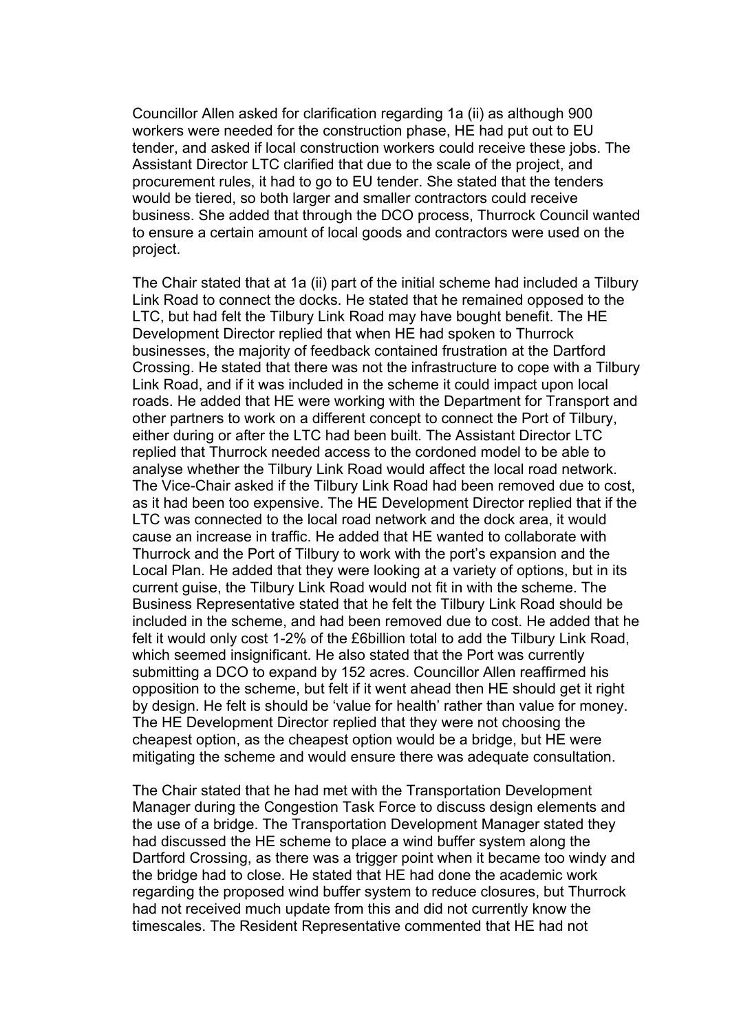Councillor Allen asked for clarification regarding 1a (ii) as although 900 workers were needed for the construction phase, HE had put out to EU tender, and asked if local construction workers could receive these jobs. The Assistant Director LTC clarified that due to the scale of the project, and procurement rules, it had to go to EU tender. She stated that the tenders would be tiered, so both larger and smaller contractors could receive business. She added that through the DCO process, Thurrock Council wanted to ensure a certain amount of local goods and contractors were used on the project.

The Chair stated that at 1a (ii) part of the initial scheme had included a Tilbury Link Road to connect the docks. He stated that he remained opposed to the LTC, but had felt the Tilbury Link Road may have bought benefit. The HE Development Director replied that when HE had spoken to Thurrock businesses, the majority of feedback contained frustration at the Dartford Crossing. He stated that there was not the infrastructure to cope with a Tilbury Link Road, and if it was included in the scheme it could impact upon local roads. He added that HE were working with the Department for Transport and other partners to work on a different concept to connect the Port of Tilbury, either during or after the LTC had been built. The Assistant Director LTC replied that Thurrock needed access to the cordoned model to be able to analyse whether the Tilbury Link Road would affect the local road network. The Vice-Chair asked if the Tilbury Link Road had been removed due to cost, as it had been too expensive. The HE Development Director replied that if the LTC was connected to the local road network and the dock area, it would cause an increase in traffic. He added that HE wanted to collaborate with Thurrock and the Port of Tilbury to work with the port's expansion and the Local Plan. He added that they were looking at a variety of options, but in its current guise, the Tilbury Link Road would not fit in with the scheme. The Business Representative stated that he felt the Tilbury Link Road should be included in the scheme, and had been removed due to cost. He added that he felt it would only cost 1-2% of the £6billion total to add the Tilbury Link Road, which seemed insignificant. He also stated that the Port was currently submitting a DCO to expand by 152 acres. Councillor Allen reaffirmed his opposition to the scheme, but felt if it went ahead then HE should get it right by design. He felt is should be 'value for health' rather than value for money. The HE Development Director replied that they were not choosing the cheapest option, as the cheapest option would be a bridge, but HE were mitigating the scheme and would ensure there was adequate consultation.

The Chair stated that he had met with the Transportation Development Manager during the Congestion Task Force to discuss design elements and the use of a bridge. The Transportation Development Manager stated they had discussed the HE scheme to place a wind buffer system along the Dartford Crossing, as there was a trigger point when it became too windy and the bridge had to close. He stated that HE had done the academic work regarding the proposed wind buffer system to reduce closures, but Thurrock had not received much update from this and did not currently know the timescales. The Resident Representative commented that HE had not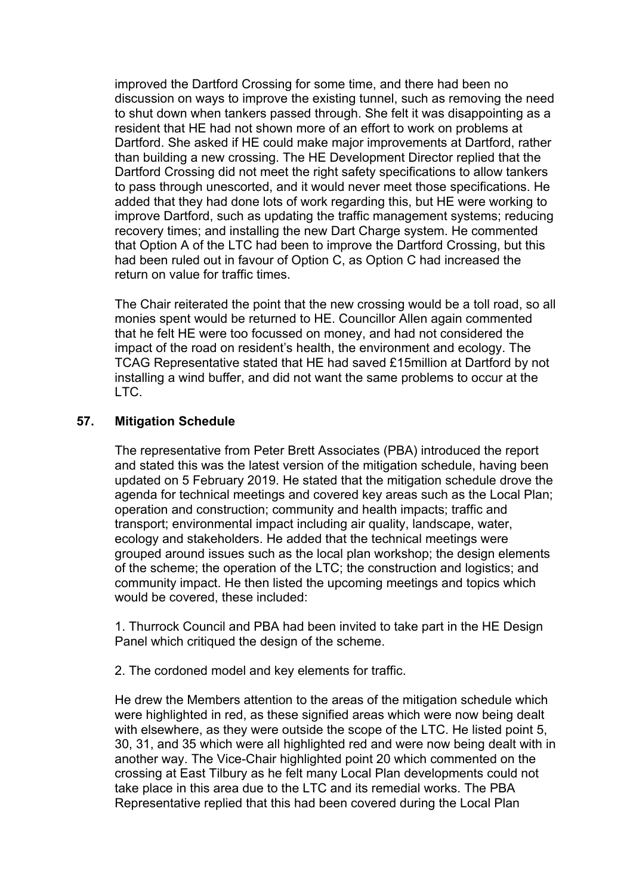improved the Dartford Crossing for some time, and there had been no discussion on ways to improve the existing tunnel, such as removing the need to shut down when tankers passed through. She felt it was disappointing as a resident that HE had not shown more of an effort to work on problems at Dartford. She asked if HE could make major improvements at Dartford, rather than building a new crossing. The HE Development Director replied that the Dartford Crossing did not meet the right safety specifications to allow tankers to pass through unescorted, and it would never meet those specifications. He added that they had done lots of work regarding this, but HE were working to improve Dartford, such as updating the traffic management systems; reducing recovery times; and installing the new Dart Charge system. He commented that Option A of the LTC had been to improve the Dartford Crossing, but this had been ruled out in favour of Option C, as Option C had increased the return on value for traffic times.

The Chair reiterated the point that the new crossing would be a toll road, so all monies spent would be returned to HE. Councillor Allen again commented that he felt HE were too focussed on money, and had not considered the impact of the road on resident's health, the environment and ecology. The TCAG Representative stated that HE had saved £15million at Dartford by not installing a wind buffer, and did not want the same problems to occur at the LTC.

## 57. Mitigation Schedule

The representative from Peter Brett Associates (PBA) introduced the report and stated this was the latest version of the mitigation schedule, having been updated on 5 February 2019. He stated that the mitigation schedule drove the agenda for technical meetings and covered key areas such as the Local Plan; operation and construction; community and health impacts; traffic and transport; environmental impact including air quality, landscape, water, ecology and stakeholders. He added that the technical meetings were grouped around issues such as the local plan workshop; the design elements of the scheme; the operation of the LTC; the construction and logistics; and community impact. He then listed the upcoming meetings and topics which would be covered, these included:

1. Thurrock Council and PBA had been invited to take part in the HE Design Panel which critiqued the design of the scheme.

2. The cordoned model and key elements for traffic.

He drew the Members attention to the areas of the mitigation schedule which were highlighted in red, as these signified areas which were now being dealt with elsewhere, as they were outside the scope of the LTC. He listed point 5, 30, 31, and 35 which were all highlighted red and were now being dealt with in another way. The Vice-Chair highlighted point 20 which commented on the crossing at East Tilbury as he felt many Local Plan developments could not take place in this area due to the LTC and its remedial works. The PBA Representative replied that this had been covered during the Local Plan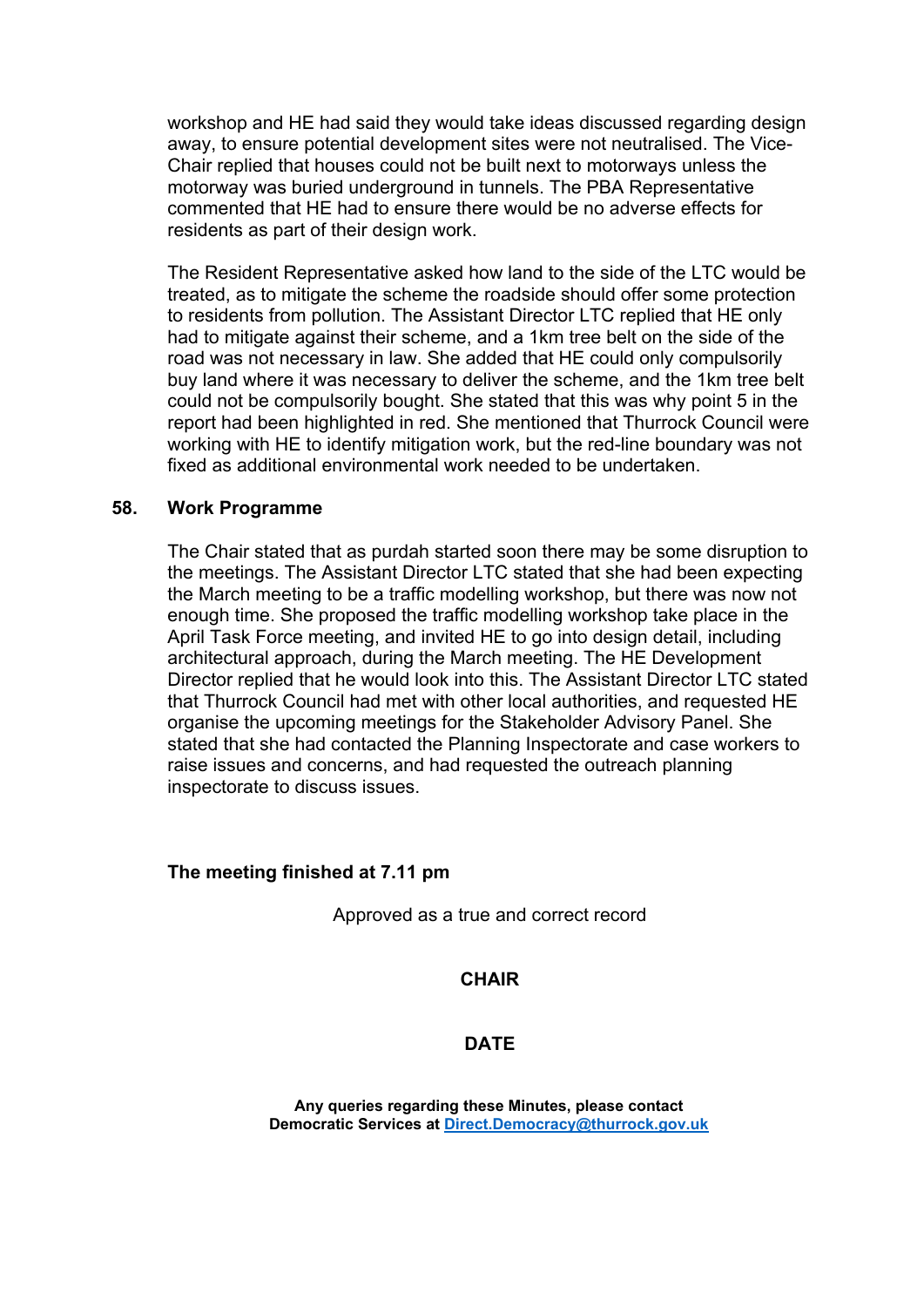workshop and HE had said they would take ideas discussed regarding design away, to ensure potential development sites were not neutralised. The Vice-Chair replied that houses could not be built next to motorways unless the motorway was buried underground in tunnels. The PBA Representative commented that HE had to ensure there would be no adverse effects for residents as part of their design work.

The Resident Representative asked how land to the side of the LTC would be treated, as to mitigate the scheme the roadside should offer some protection to residents from pollution. The Assistant Director LTC replied that HE only had to mitigate against their scheme, and a 1km tree belt on the side of the road was not necessary in law. She added that HE could only compulsorily buy land where it was necessary to deliver the scheme, and the 1km tree belt could not be compulsorily bought. She stated that this was why point 5 in the report had been highlighted in red. She mentioned that Thurrock Council were working with HE to identify mitigation work, but the red-line boundary was not fixed as additional environmental work needed to be undertaken.

## 58. Work Programme

The Chair stated that as purdah started soon there may be some disruption to the meetings. The Assistant Director LTC stated that she had been expecting the March meeting to be a traffic modelling workshop, but there was now not enough time. She proposed the traffic modelling workshop take place in the April Task Force meeting, and invited HE to go into design detail, including architectural approach, during the March meeting. The HE Development Director replied that he would look into this. The Assistant Director LTC stated that Thurrock Council had met with other local authorities, and requested HE organise the upcoming meetings for the Stakeholder Advisory Panel. She stated that she had contacted the Planning Inspectorate and case workers to raise issues and concerns, and had requested the outreach planning inspectorate to discuss issues.

**The meeting finished at 7.11 pm**

Approved as a true and correct record

**CHAIR**

**DATE**

**Any queries regarding these Minutes, please contact Democratic Services at Direct.Democracy@thurrock.gov.uk**